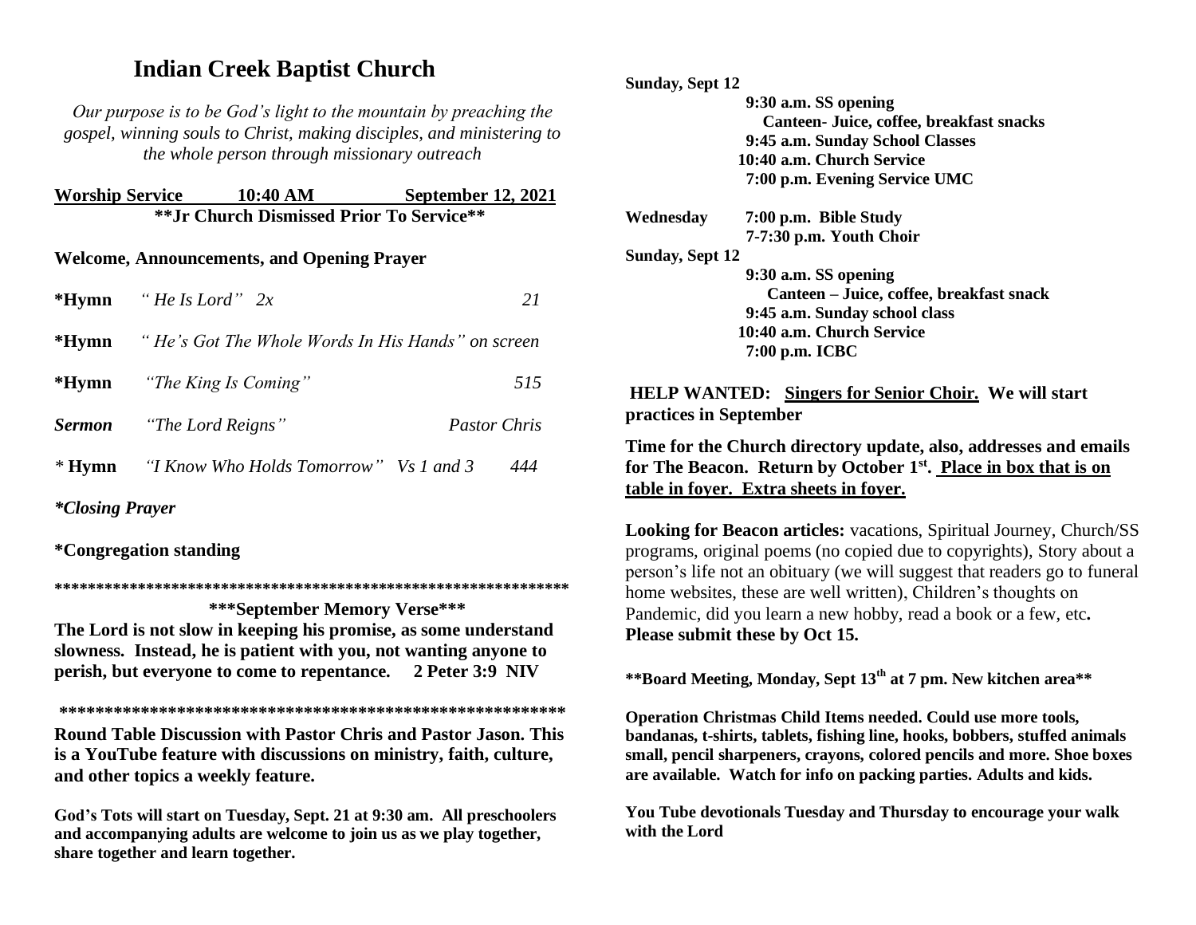# Indian Creek Baptist Church

*Our purpose is to be God's light to the mountain by preaching the gospel, winning souls to Christ, making disciples, and ministering to the whole person through missionary outreach*

**Worship Service 10:40 AM September 12, 2021**

**\*\*Jr Church Dismissed Prior To Service\*\***

**Welcome, Announcements, and Opening Prayer**

**\*Hymn** *" He Is Lord" 2x* *21*

**\*Hymn** *" He's Got The Whole Words In His Hands" on screen*

**\*Hymn** *"The King Is Coming"* *515*

***Sermon*** *"The Lord Reigns"* *Pastor Chris*

*\** **Hymn** *"I Know Who Holds Tomorrow" Vs 1 and 3* *444*

***\*Closing Prayer***

**\*Congregation standing**

**\*\*\*\*\*\*\*\*\*\*\*\*\*\*\*\*\*\*\*\*\*\*\*\*\*\*\*\*\*\*\*\*\*\*\*\*\*\*\*\*\*\*\*\*\*\*\*\*\*\*\*\*\*\*\*\*\*\*\*\*\*\***

**\*\*\*September Memory Verse\*\*\***

**The Lord is not slow in keeping his promise, as some understand slowness. Instead, he is patient with you, not wanting anyone to perish, but everyone to come to repentance. 2 Peter 3:9 NIV**

**\*\*\*\*\*\*\*\*\*\*\*\*\*\*\*\*\*\*\*\*\*\*\*\*\*\*\*\*\*\*\*\*\*\*\*\*\*\*\*\*\*\*\*\*\*\*\*\*\*\*\*\*\*\*\*\*\*\*\***

**Round Table Discussion with Pastor Chris and Pastor Jason. This is a YouTube feature with discussions on ministry, faith, culture, and other topics a weekly feature.**

**God's Tots will start on Tuesday, Sept. 21 at 9:30 am. All preschoolers and accompanying adults are welcome to join us as we play together, share together and learn together.**

**Sunday, Sept 12**
- **9:30 a.m. SS opening**
  - **Canteen- Juice, coffee, breakfast snacks**
- **9:45 a.m. Sunday School Classes**
- **10:40 a.m. Church Service**
- **7:00 p.m. Evening Service UMC**

**Wednesday**
- **7:00 p.m. Bible Study**
- **7-7:30 p.m. Youth Choir**

**Sunday, Sept 12**
- **9:30 a.m. SS opening**
  - **Canteen – Juice, coffee, breakfast snack**
- **9:45 a.m. Sunday school class**
- **10:40 a.m. Church Service**
- **7:00 p.m. ICBC**

**HELP WANTED:** **<u>Singers for Senior Choir.</u>** **We will start practices in September**

**Time for the Church directory update, also, addresses and emails for The Beacon. Return by October 1st. <u>Place in box that is on table in foyer. Extra sheets in foyer.</u>**

**Looking for Beacon articles:** vacations, Spiritual Journey, Church/SS programs, original poems (no copied due to copyrights), Story about a person's life not an obituary (we will suggest that readers go to funeral home websites, these are well written), Children's thoughts on Pandemic, did you learn a new hobby, read a book or a few, etc**.** **Please submit these by Oct 15.**

**\*\*Board Meeting, Monday, Sept 13th at 7 pm. New kitchen area\*\***

**Operation Christmas Child Items needed. Could use more tools, bandanas, t-shirts, tablets, fishing line, hooks, bobbers, stuffed animals small, pencil sharpeners, crayons, colored pencils and more. Shoe boxes are available. Watch for info on packing parties. Adults and kids.**

**You Tube devotionals Tuesday and Thursday to encourage your walk with the Lord**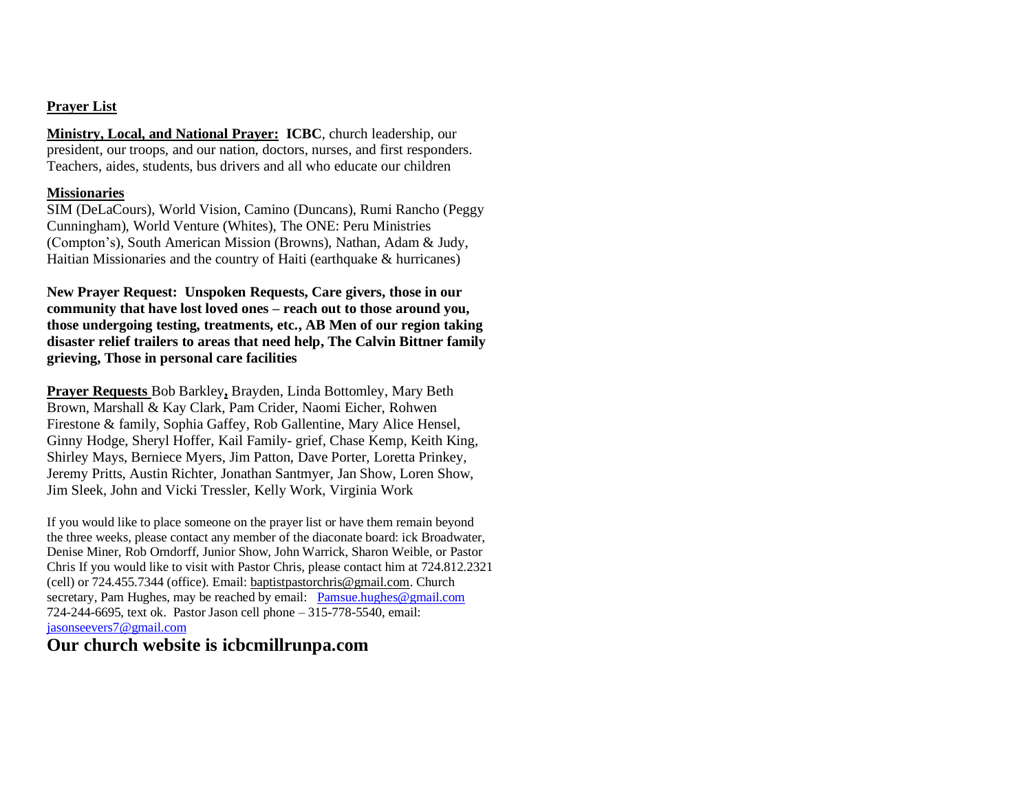**Prayer List**

**Ministry, Local, and National Prayer:** **ICBC**, church leadership, our president, our troops, and our nation, doctors, nurses, and first responders. Teachers, aides, students, bus drivers and all who educate our children

**Missionaries**

SIM (DeLaCours), World Vision, Camino (Duncans), Rumi Rancho (Peggy Cunningham), World Venture (Whites), The ONE: Peru Ministries (Compton's), South American Mission (Browns), Nathan, Adam & Judy, Haitian Missionaries and the country of Haiti (earthquake & hurricanes)

**New Prayer Request: Unspoken Requests, Care givers, those in our community that have lost loved ones – reach out to those around you, those undergoing testing, treatments, etc., AB Men of our region taking disaster relief trailers to areas that need help, The Calvin Bittner family grieving, Those in personal care facilities**

**Prayer Requests** Bob Barkley**,** Brayden, Linda Bottomley, Mary Beth Brown, Marshall & Kay Clark, Pam Crider, Naomi Eicher, Rohwen Firestone & family, Sophia Gaffey, Rob Gallentine, Mary Alice Hensel, Ginny Hodge, Sheryl Hoffer, Kail Family- grief, Chase Kemp, Keith King, Shirley Mays, Berniece Myers, Jim Patton, Dave Porter, Loretta Prinkey, Jeremy Pritts, Austin Richter, Jonathan Santmyer, Jan Show, Loren Show, Jim Sleek, John and Vicki Tressler, Kelly Work, Virginia Work

If you would like to place someone on the prayer list or have them remain beyond the three weeks, please contact any member of the diaconate board: ick Broadwater, Denise Miner, Rob Orndorff, Junior Show, John Warrick, Sharon Weible, or Pastor Chris If you would like to visit with Pastor Chris, please contact him at 724.812.2321 (cell) or 724.455.7344 (office). Email: baptistpastorchris@gmail.com. Church secretary, Pam Hughes, may be reached by email: Pamsue.hughes@gmail.com 724-244-6695, text ok. Pastor Jason cell phone – 315-778-5540, email: jasonseevers7@gmail.com

**Our church website is icbcmillrunpa.com**